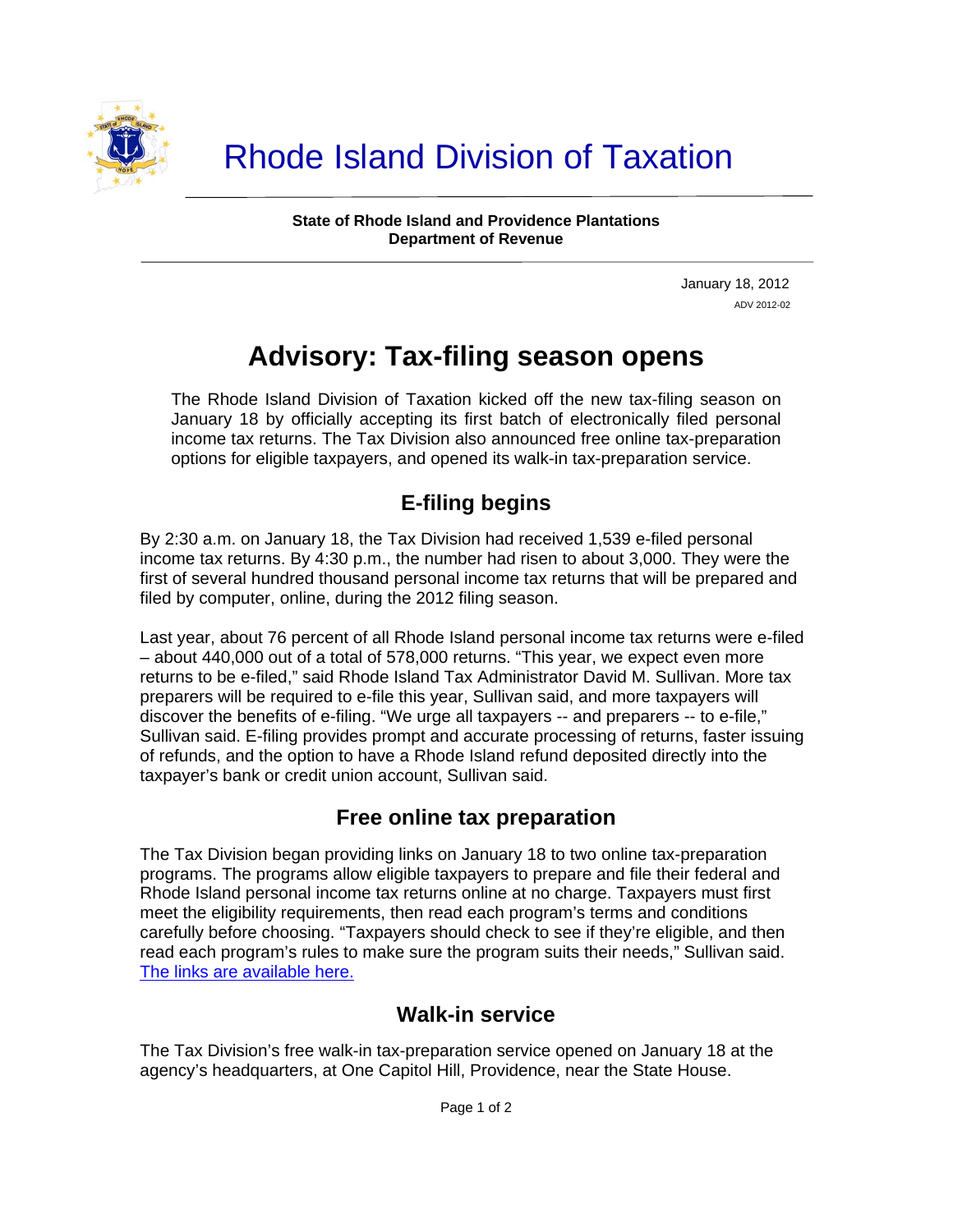# Rhode Island Division of Taxation

**State of Rhode Island and Providence Plantations**
**Department of Revenue**

January 18, 2012
ADV 2012-02

# Advisory: Tax-filing season opens

The Rhode Island Division of Taxation kicked off the new tax-filing season on January 18 by officially accepting its first batch of electronically filed personal income tax returns. The Tax Division also announced free online tax-preparation options for eligible taxpayers, and opened its walk-in tax-preparation service.

## E-filing begins

By 2:30 a.m. on January 18, the Tax Division had received 1,539 e-filed personal income tax returns. By 4:30 p.m., the number had risen to about 3,000. They were the first of several hundred thousand personal income tax returns that will be prepared and filed by computer, online, during the 2012 filing season.

Last year, about 76 percent of all Rhode Island personal income tax returns were e-filed – about 440,000 out of a total of 578,000 returns. "This year, we expect even more returns to be e-filed," said Rhode Island Tax Administrator David M. Sullivan. More tax preparers will be required to e-file this year, Sullivan said, and more taxpayers will discover the benefits of e-filing. "We urge all taxpayers -- and preparers -- to e-file," Sullivan said. E-filing provides prompt and accurate processing of returns, faster issuing of refunds, and the option to have a Rhode Island refund deposited directly into the taxpayer's bank or credit union account, Sullivan said.

## Free online tax preparation

The Tax Division began providing links on January 18 to two online tax-preparation programs. The programs allow eligible taxpayers to prepare and file their federal and Rhode Island personal income tax returns online at no charge. Taxpayers must first meet the eligibility requirements, then read each program's terms and conditions carefully before choosing. "Taxpayers should check to see if they're eligible, and then read each program's rules to make sure the program suits their needs," Sullivan said. The links are available here.

## Walk-in service

The Tax Division's free walk-in tax-preparation service opened on January 18 at the agency's headquarters, at One Capitol Hill, Providence, near the State House.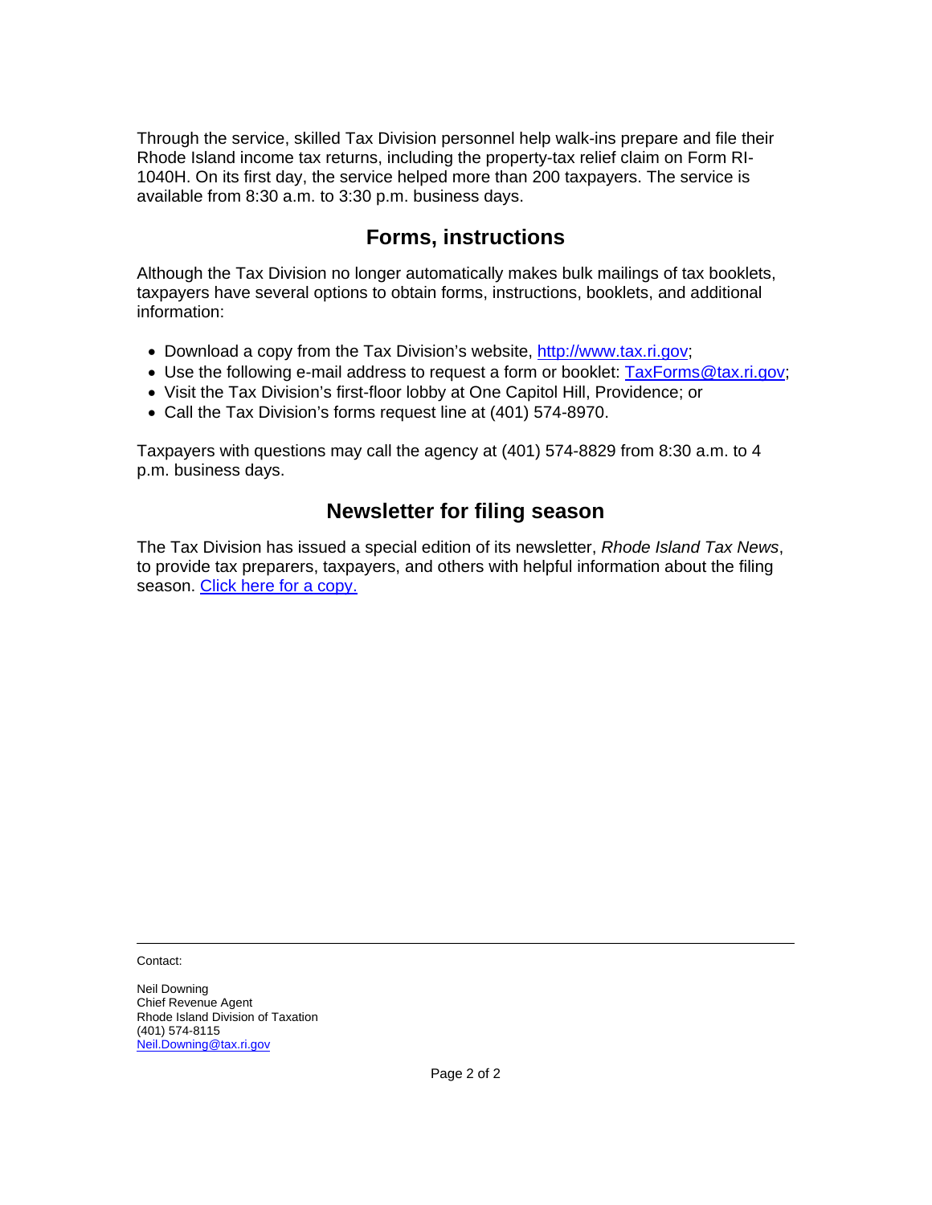Through the service, skilled Tax Division personnel help walk-ins prepare and file their Rhode Island income tax returns, including the property-tax relief claim on Form RI-1040H. On its first day, the service helped more than 200 taxpayers. The service is available from 8:30 a.m. to 3:30 p.m. business days.

## Forms, instructions

Although the Tax Division no longer automatically makes bulk mailings of tax booklets, taxpayers have several options to obtain forms, instructions, booklets, and additional information:

- Download a copy from the Tax Division's website, http://www.tax.ri.gov;
- Use the following e-mail address to request a form or booklet: TaxForms@tax.ri.gov;
- Visit the Tax Division's first-floor lobby at One Capitol Hill, Providence; or
- Call the Tax Division's forms request line at (401) 574-8970.

Taxpayers with questions may call the agency at (401) 574-8829 from 8:30 a.m. to 4 p.m. business days.

## Newsletter for filing season

The Tax Division has issued a special edition of its newsletter, *Rhode Island Tax News*, to provide tax preparers, taxpayers, and others with helpful information about the filing season. Click here for a copy.

---

Contact:

Neil Downing
Chief Revenue Agent
Rhode Island Division of Taxation
(401) 574-8115
Neil.Downing@tax.ri.gov